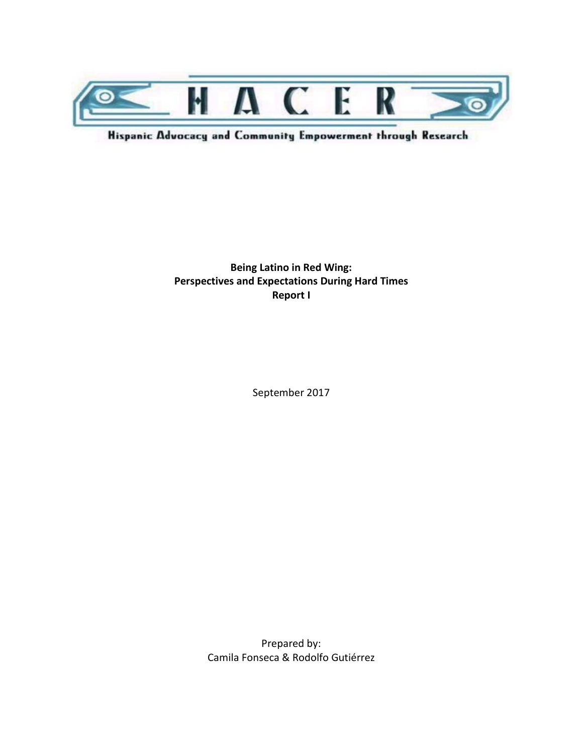HACER

Hispanic Advocacy and Community Empowerment through Research

**Being Latino in Red Wing:**
**Perspectives and Expectations During Hard Times**
**Report I**

September 2017

Prepared by:
Camila Fonseca & Rodolfo Gutiérrez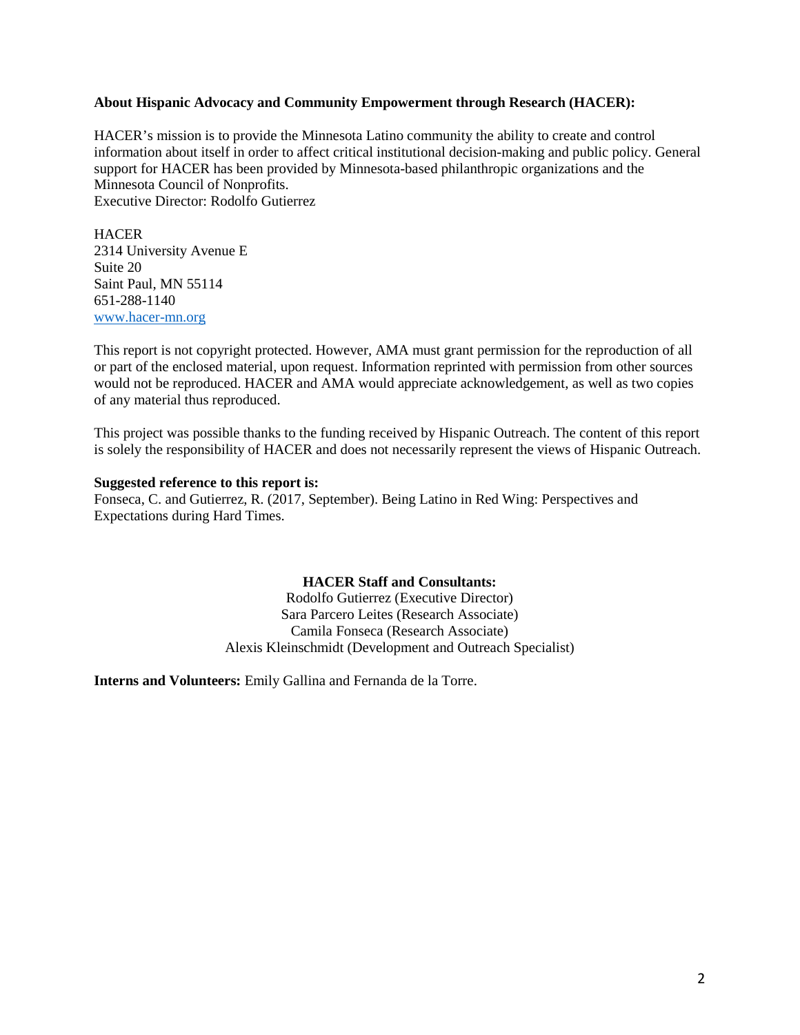**About Hispanic Advocacy and Community Empowerment through Research (HACER):**

HACER's mission is to provide the Minnesota Latino community the ability to create and control information about itself in order to affect critical institutional decision-making and public policy. General support for HACER has been provided by Minnesota-based philanthropic organizations and the Minnesota Council of Nonprofits.
Executive Director: Rodolfo Gutierrez

HACER
2314 University Avenue E
Suite 20
Saint Paul, MN 55114
651-288-1140
www.hacer-mn.org

This report is not copyright protected. However, AMA must grant permission for the reproduction of all or part of the enclosed material, upon request. Information reprinted with permission from other sources would not be reproduced. HACER and AMA would appreciate acknowledgement, as well as two copies of any material thus reproduced.

This project was possible thanks to the funding received by Hispanic Outreach. The content of this report is solely the responsibility of HACER and does not necessarily represent the views of Hispanic Outreach.

**Suggested reference to this report is:**
Fonseca, C. and Gutierrez, R. (2017, September). Being Latino in Red Wing: Perspectives and Expectations during Hard Times.

**HACER Staff and Consultants:**
Rodolfo Gutierrez (Executive Director)
Sara Parcero Leites (Research Associate)
Camila Fonseca (Research Associate)
Alexis Kleinschmidt (Development and Outreach Specialist)

**Interns and Volunteers:** Emily Gallina and Fernanda de la Torre.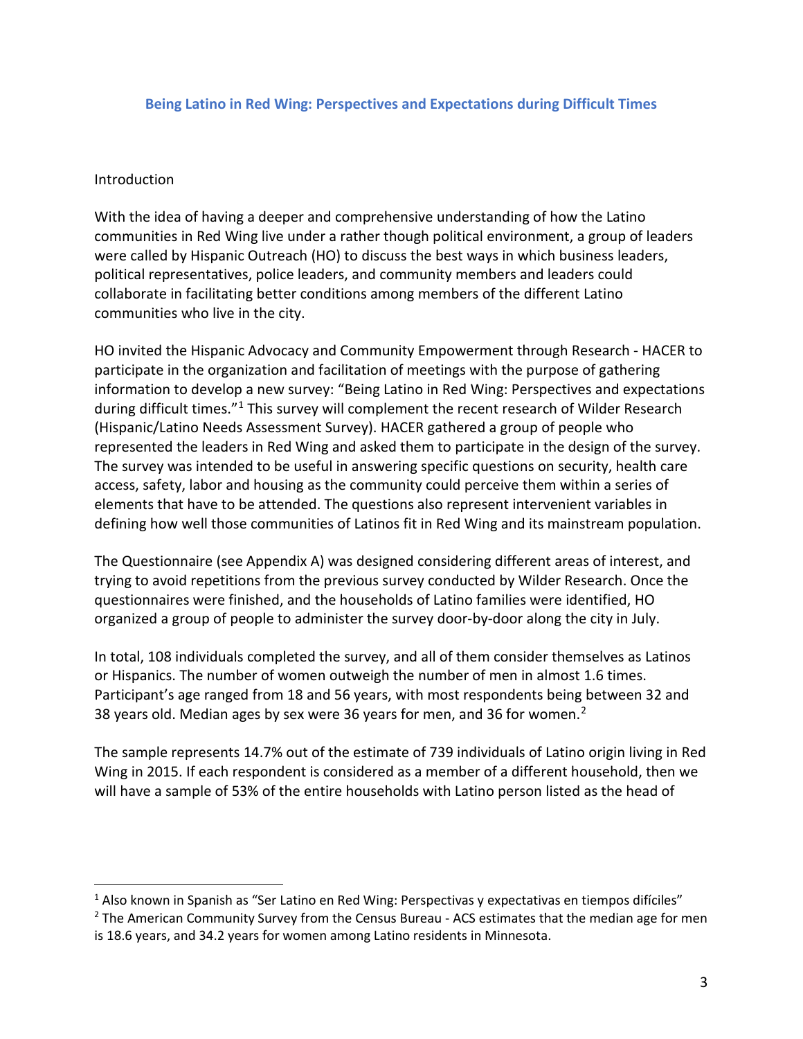## Being Latino in Red Wing: Perspectives and Expectations during Difficult Times

Introduction

With the idea of having a deeper and comprehensive understanding of how the Latino communities in Red Wing live under a rather though political environment, a group of leaders were called by Hispanic Outreach (HO) to discuss the best ways in which business leaders, political representatives, police leaders, and community members and leaders could collaborate in facilitating better conditions among members of the different Latino communities who live in the city.

HO invited the Hispanic Advocacy and Community Empowerment through Research - HACER to participate in the organization and facilitation of meetings with the purpose of gathering information to develop a new survey: "Being Latino in Red Wing: Perspectives and expectations during difficult times."[1] This survey will complement the recent research of Wilder Research (Hispanic/Latino Needs Assessment Survey). HACER gathered a group of people who represented the leaders in Red Wing and asked them to participate in the design of the survey. The survey was intended to be useful in answering specific questions on security, health care access, safety, labor and housing as the community could perceive them within a series of elements that have to be attended. The questions also represent intervenient variables in defining how well those communities of Latinos fit in Red Wing and its mainstream population.

The Questionnaire (see Appendix A) was designed considering different areas of interest, and trying to avoid repetitions from the previous survey conducted by Wilder Research. Once the questionnaires were finished, and the households of Latino families were identified, HO organized a group of people to administer the survey door-by-door along the city in July.

In total, 108 individuals completed the survey, and all of them consider themselves as Latinos or Hispanics. The number of women outweigh the number of men in almost 1.6 times. Participant's age ranged from 18 and 56 years, with most respondents being between 32 and 38 years old. Median ages by sex were 36 years for men, and 36 for women.[2]

The sample represents 14.7% out of the estimate of 739 individuals of Latino origin living in Red Wing in 2015. If each respondent is considered as a member of a different household, then we will have a sample of 53% of the entire households with Latino person listed as the head of

---

[1] Also known in Spanish as "Ser Latino en Red Wing: Perspectivas y expectativas en tiempos difíciles"

[2] The American Community Survey from the Census Bureau - ACS estimates that the median age for men is 18.6 years, and 34.2 years for women among Latino residents in Minnesota.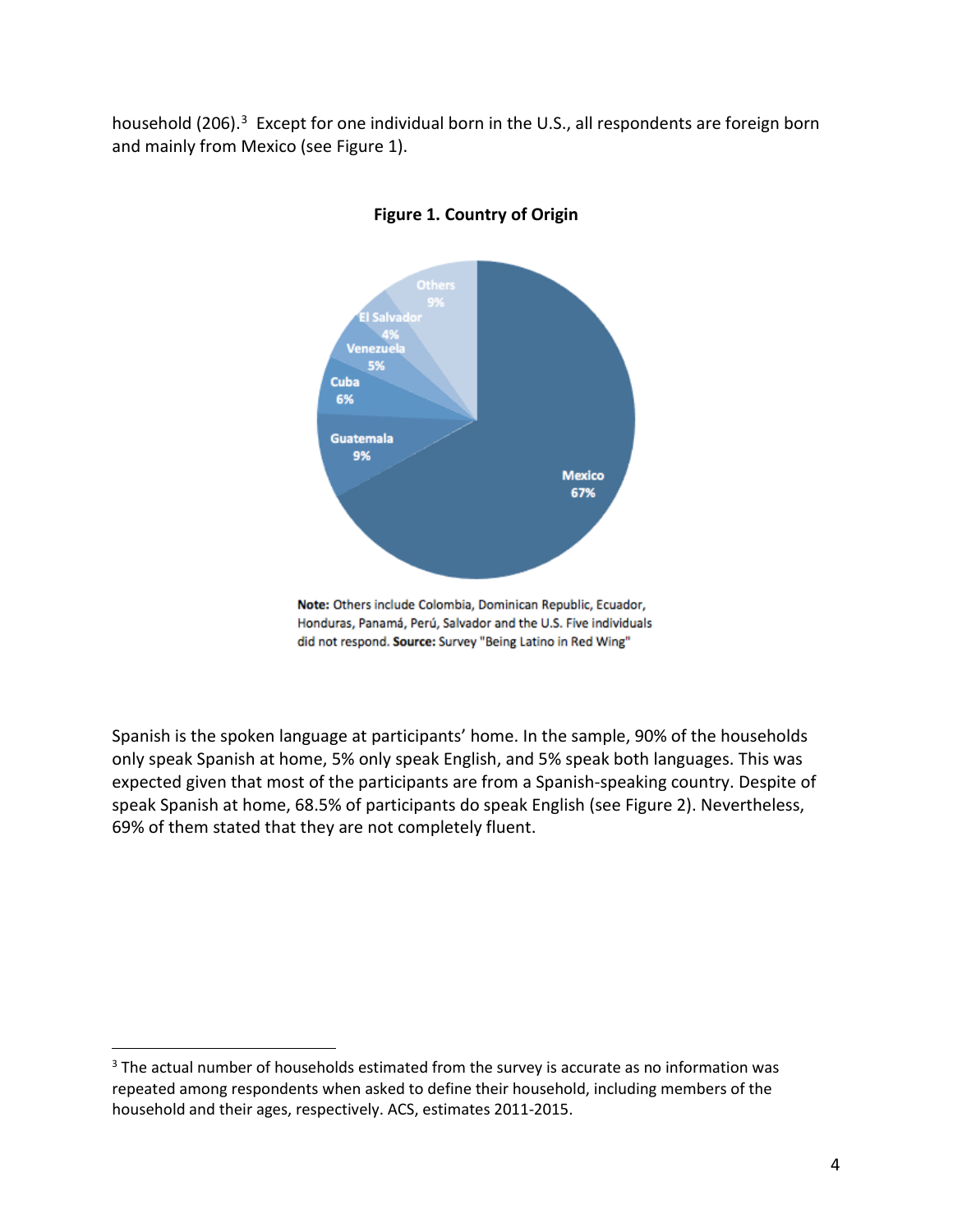household (206).[3] Except for one individual born in the U.S., all respondents are foreign born and mainly from Mexico (see Figure 1).

**Figure 1. Country of Origin**

**Note:** Others include Colombia, Dominican Republic, Ecuador, Honduras, Panamá, Perú, Salvador and the U.S. Five individuals did not respond. **Source:** Survey "Being Latino in Red Wing"

Spanish is the spoken language at participants' home. In the sample, 90% of the households only speak Spanish at home, 5% only speak English, and 5% speak both languages. This was expected given that most of the participants are from a Spanish-speaking country. Despite of speak Spanish at home, 68.5% of participants do speak English (see Figure 2). Nevertheless, 69% of them stated that they are not completely fluent.

[3] The actual number of households estimated from the survey is accurate as no information was repeated among respondents when asked to define their household, including members of the household and their ages, respectively. ACS, estimates 2011-2015.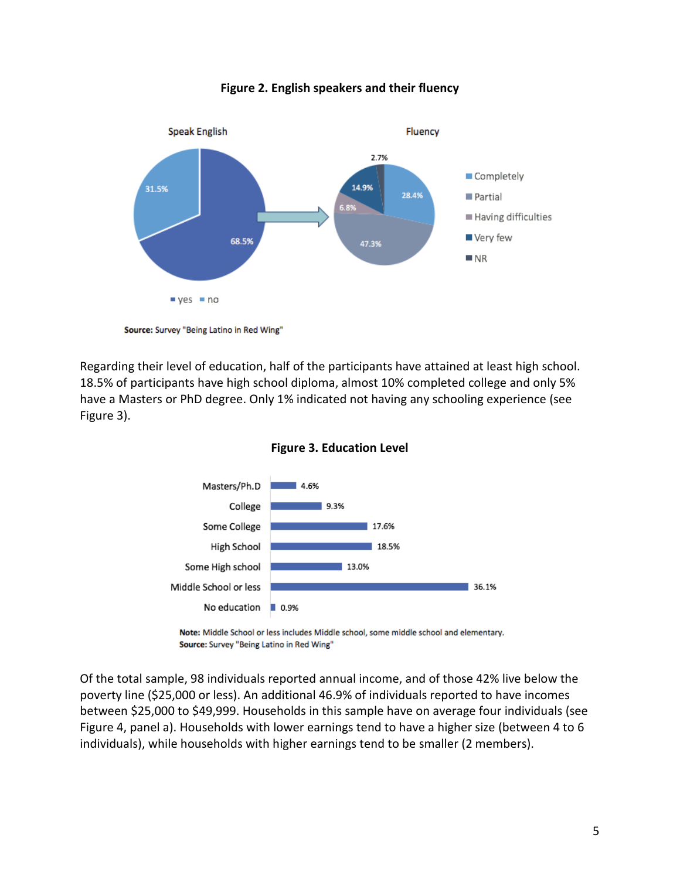**Figure 2. English speakers and their fluency**

Source: Survey "Being Latino in Red Wing"

Regarding their level of education, half of the participants have attained at least high school. 18.5% of participants have high school diploma, almost 10% completed college and only 5% have a Masters or PhD degree. Only 1% indicated not having any schooling experience (see Figure 3).

**Figure 3. Education Level**

**Note:** Middle School or less includes Middle school, some middle school and elementary.
**Source:** Survey "Being Latino in Red Wing"

Of the total sample, 98 individuals reported annual income, and of those 42% live below the poverty line ($25,000 or less). An additional 46.9% of individuals reported to have incomes between $25,000 to $49,999. Households in this sample have on average four individuals (see Figure 4, panel a). Households with lower earnings tend to have a higher size (between 4 to 6 individuals), while households with higher earnings tend to be smaller (2 members).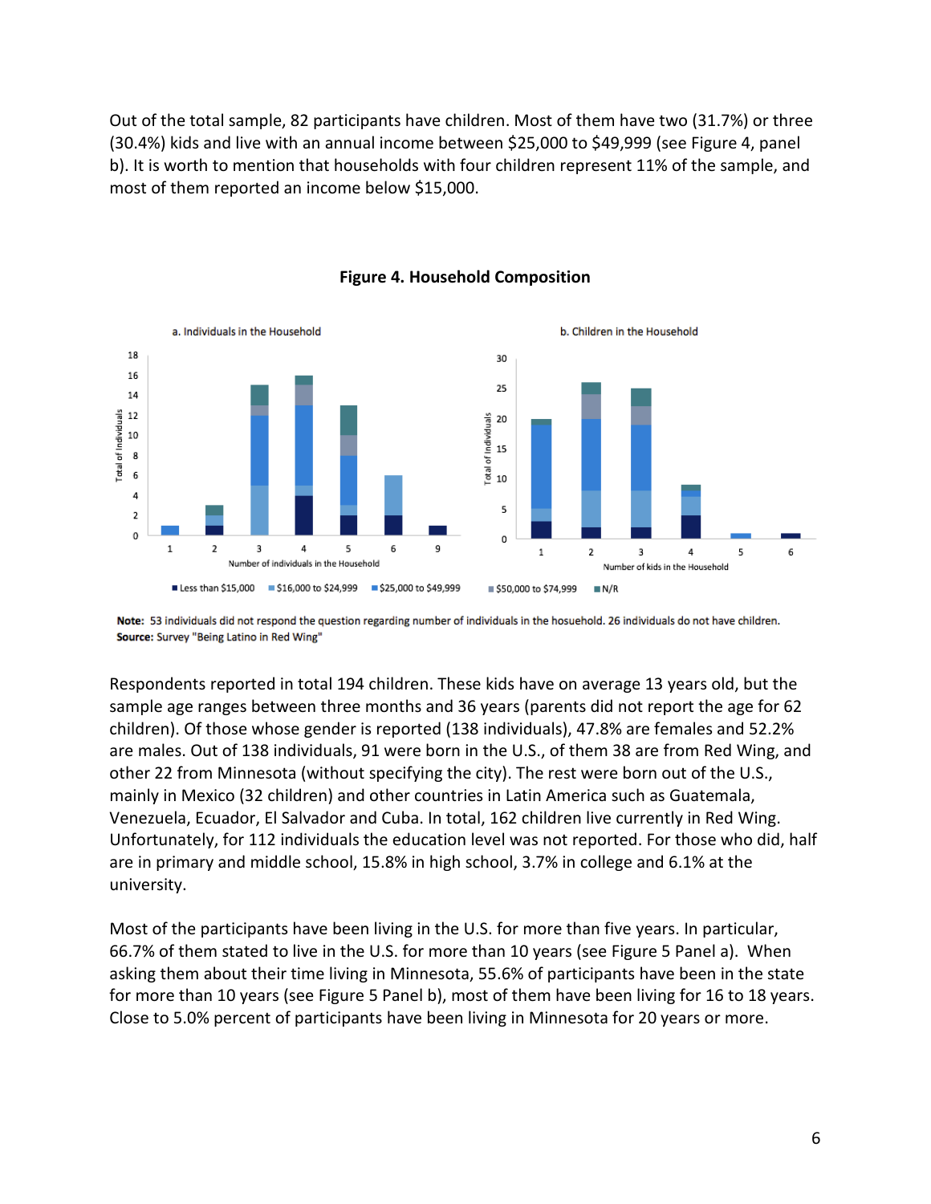Out of the total sample, 82 participants have children. Most of them have two (31.7%) or three (30.4%) kids and live with an annual income between $25,000 to $49,999 (see Figure 4, panel b). It is worth to mention that households with four children represent 11% of the sample, and most of them reported an income below $15,000.

**Figure 4. Household Composition**

**Note:** 53 individuals did not respond the question regarding number of individuals in the hosuehold. 26 individuals do not have children.
**Source:** Survey "Being Latino in Red Wing"

Respondents reported in total 194 children. These kids have on average 13 years old, but the sample age ranges between three months and 36 years (parents did not report the age for 62 children). Of those whose gender is reported (138 individuals), 47.8% are females and 52.2% are males. Out of 138 individuals, 91 were born in the U.S., of them 38 are from Red Wing, and other 22 from Minnesota (without specifying the city). The rest were born out of the U.S., mainly in Mexico (32 children) and other countries in Latin America such as Guatemala, Venezuela, Ecuador, El Salvador and Cuba. In total, 162 children live currently in Red Wing. Unfortunately, for 112 individuals the education level was not reported. For those who did, half are in primary and middle school, 15.8% in high school, 3.7% in college and 6.1% at the university.

Most of the participants have been living in the U.S. for more than five years. In particular, 66.7% of them stated to live in the U.S. for more than 10 years (see Figure 5 Panel a). When asking them about their time living in Minnesota, 55.6% of participants have been in the state for more than 10 years (see Figure 5 Panel b), most of them have been living for 16 to 18 years. Close to 5.0% percent of participants have been living in Minnesota for 20 years or more.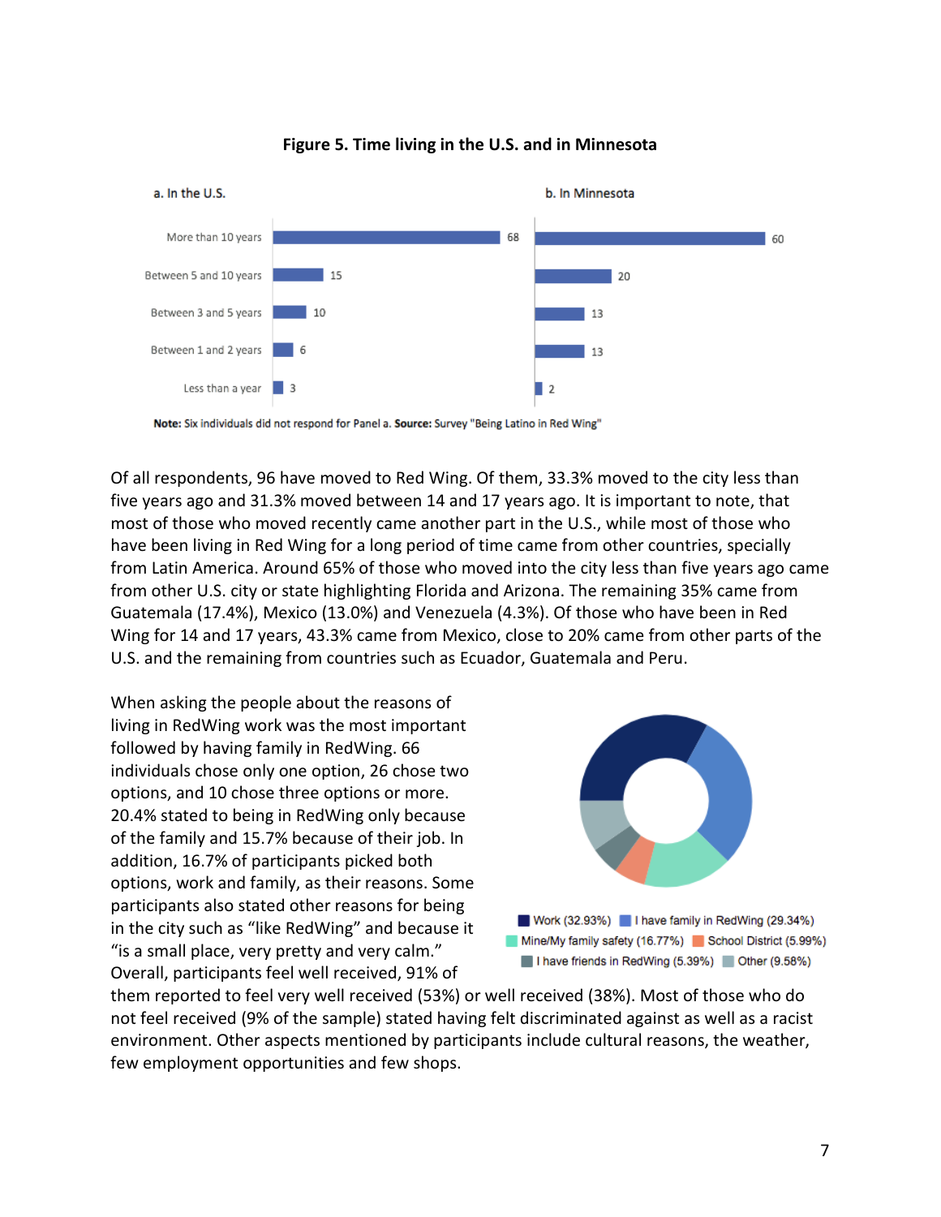**Figure 5. Time living in the U.S. and in Minnesota**

a. In the U.S.

| | |
|---|---|
| More than 10 years | 68 |
| Between 5 and 10 years | 15 |
| Between 3 and 5 years | 10 |
| Between 1 and 2 years | 6 |
| Less than a year | 3 |

b. In Minnesota

| | |
|---|---|
| More than 10 years | 60 |
| Between 5 and 10 years | 20 |
| Between 3 and 5 years | 13 |
| Between 1 and 2 years | 13 |
| Less than a year | 2 |

**Note:** Six individuals did not respond for Panel a. **Source:** Survey "Being Latino in Red Wing"

Of all respondents, 96 have moved to Red Wing. Of them, 33.3% moved to the city less than five years ago and 31.3% moved between 14 and 17 years ago. It is important to note, that most of those who moved recently came another part in the U.S., while most of those who have been living in Red Wing for a long period of time came from other countries, specially from Latin America. Around 65% of those who moved into the city less than five years ago came from other U.S. city or state highlighting Florida and Arizona. The remaining 35% came from Guatemala (17.4%), Mexico (13.0%) and Venezuela (4.3%). Of those who have been in Red Wing for 14 and 17 years, 43.3% came from Mexico, close to 20% came from other parts of the U.S. and the remaining from countries such as Ecuador, Guatemala and Peru.

When asking the people about the reasons of living in RedWing work was the most important followed by having family in RedWing. 66 individuals chose only one option, 26 chose two options, and 10 chose three options or more. 20.4% stated to being in RedWing only because of the family and 15.7% because of their job. In addition, 16.7% of participants picked both options, work and family, as their reasons. Some participants also stated other reasons for being in the city such as "like RedWing" and because it "is a small place, very pretty and very calm." Overall, participants feel well received, 91% of them reported to feel very well received (53%) or well received (38%). Most of those who do not feel received (9% of the sample) stated having felt discriminated against as well as a racist environment. Other aspects mentioned by participants include cultural reasons, the weather, few employment opportunities and few shops.

Work (32.93%) | I have family in RedWing (29.34%) | Mine/My family safety (16.77%) | School District (5.99%) | I have friends in RedWing (5.39%) | Other (9.58%)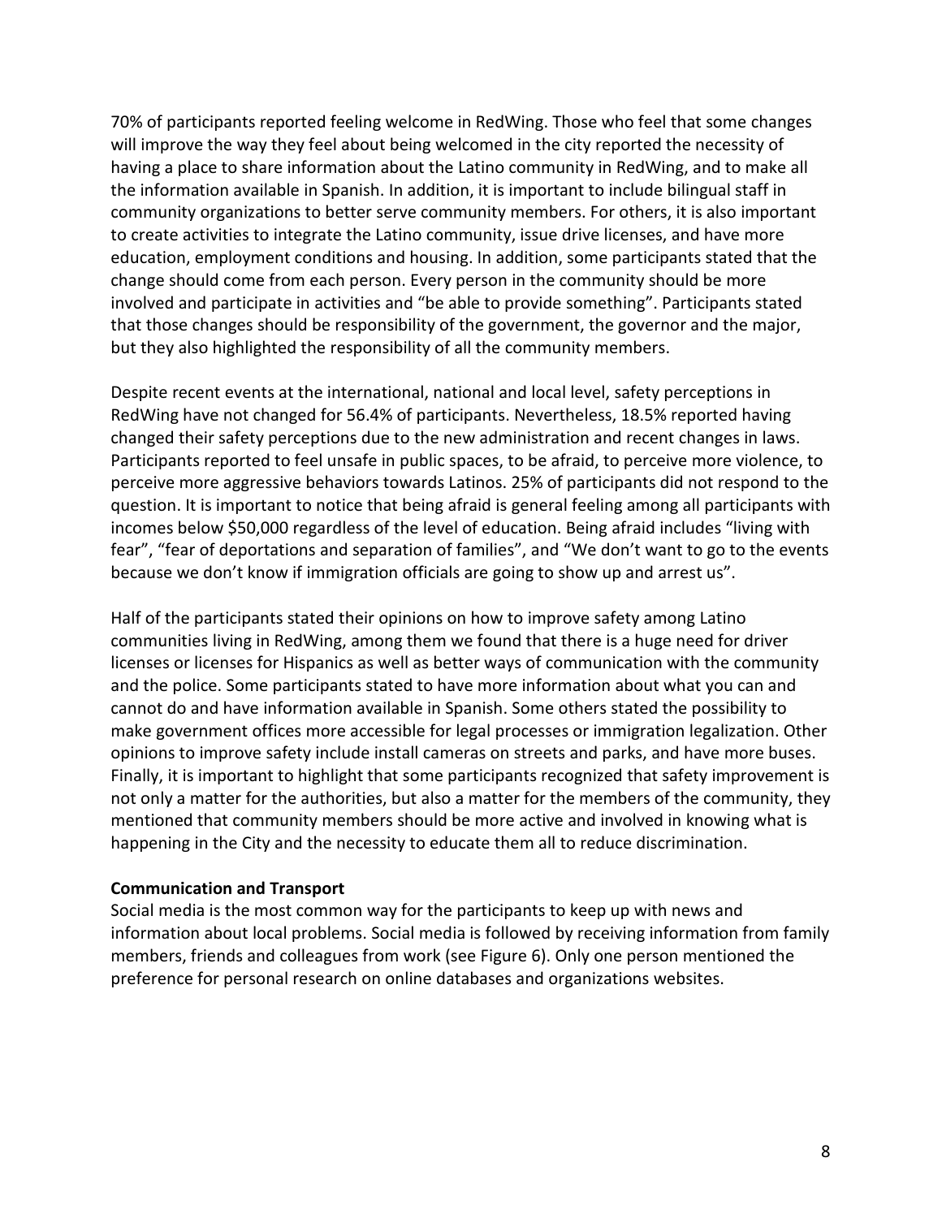70% of participants reported feeling welcome in RedWing. Those who feel that some changes will improve the way they feel about being welcomed in the city reported the necessity of having a place to share information about the Latino community in RedWing, and to make all the information available in Spanish. In addition, it is important to include bilingual staff in community organizations to better serve community members. For others, it is also important to create activities to integrate the Latino community, issue drive licenses, and have more education, employment conditions and housing. In addition, some participants stated that the change should come from each person. Every person in the community should be more involved and participate in activities and "be able to provide something". Participants stated that those changes should be responsibility of the government, the governor and the major, but they also highlighted the responsibility of all the community members.

Despite recent events at the international, national and local level, safety perceptions in RedWing have not changed for 56.4% of participants. Nevertheless, 18.5% reported having changed their safety perceptions due to the new administration and recent changes in laws. Participants reported to feel unsafe in public spaces, to be afraid, to perceive more violence, to perceive more aggressive behaviors towards Latinos. 25% of participants did not respond to the question. It is important to notice that being afraid is general feeling among all participants with incomes below $50,000 regardless of the level of education. Being afraid includes "living with fear", "fear of deportations and separation of families", and "We don't want to go to the events because we don't know if immigration officials are going to show up and arrest us".

Half of the participants stated their opinions on how to improve safety among Latino communities living in RedWing, among them we found that there is a huge need for driver licenses or licenses for Hispanics as well as better ways of communication with the community and the police. Some participants stated to have more information about what you can and cannot do and have information available in Spanish. Some others stated the possibility to make government offices more accessible for legal processes or immigration legalization. Other opinions to improve safety include install cameras on streets and parks, and have more buses. Finally, it is important to highlight that some participants recognized that safety improvement is not only a matter for the authorities, but also a matter for the members of the community, they mentioned that community members should be more active and involved in knowing what is happening in the City and the necessity to educate them all to reduce discrimination.

**Communication and Transport**

Social media is the most common way for the participants to keep up with news and information about local problems. Social media is followed by receiving information from family members, friends and colleagues from work (see Figure 6). Only one person mentioned the preference for personal research on online databases and organizations websites.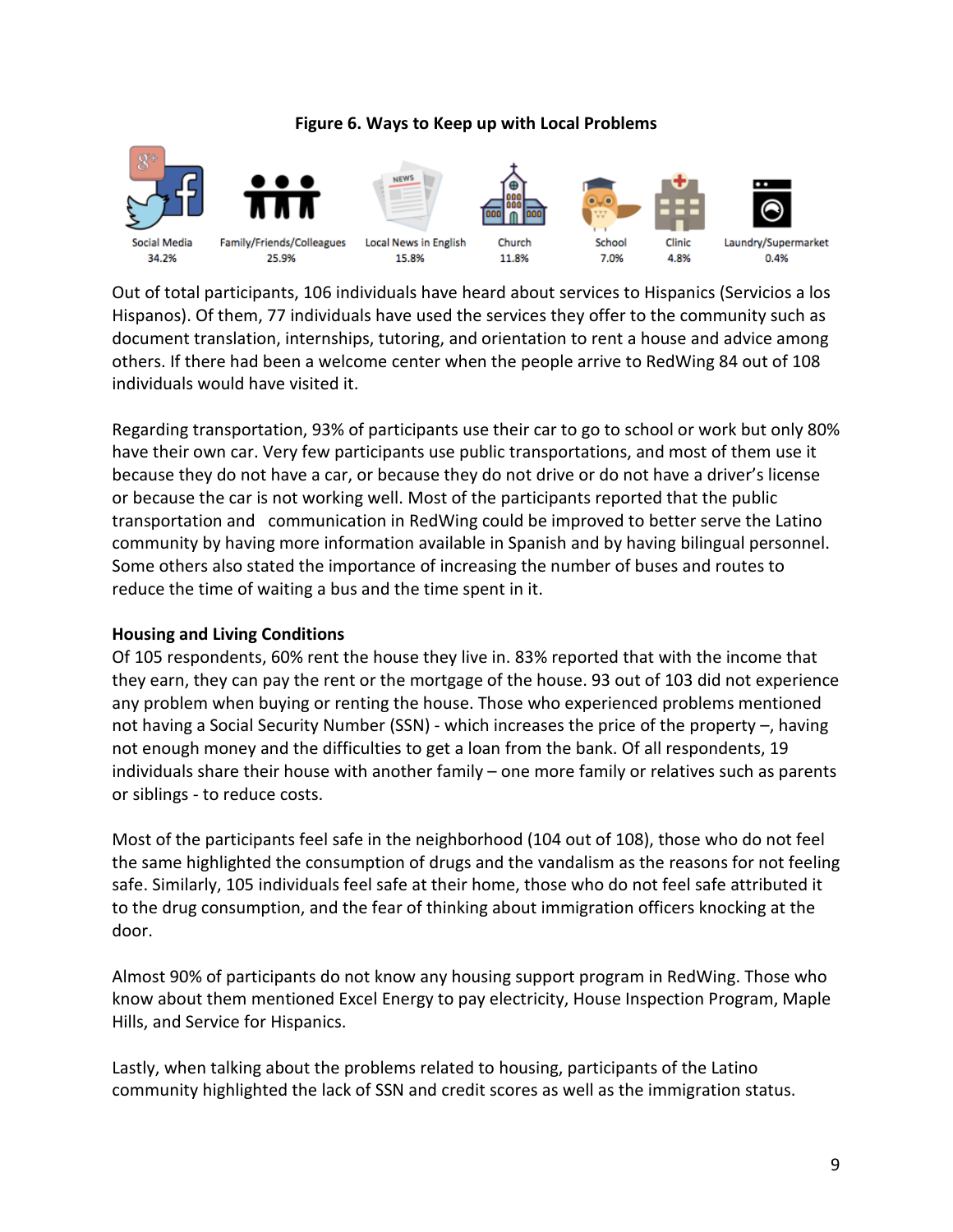**Figure 6. Ways to Keep up with Local Problems**

| Social Media | Family/Friends/Colleagues | Local News in English | Church | School | Clinic | Laundry/Supermarket |
|---|---|---|---|---|---|---|
| 34.2% | 25.9% | 15.8% | 11.8% | 7.0% | 4.8% | 0.4% |

Out of total participants, 106 individuals have heard about services to Hispanics (Servicios a los Hispanos). Of them, 77 individuals have used the services they offer to the community such as document translation, internships, tutoring, and orientation to rent a house and advice among others. If there had been a welcome center when the people arrive to RedWing 84 out of 108 individuals would have visited it.

Regarding transportation, 93% of participants use their car to go to school or work but only 80% have their own car. Very few participants use public transportations, and most of them use it because they do not have a car, or because they do not drive or do not have a driver's license or because the car is not working well. Most of the participants reported that the public transportation and communication in RedWing could be improved to better serve the Latino community by having more information available in Spanish and by having bilingual personnel. Some others also stated the importance of increasing the number of buses and routes to reduce the time of waiting a bus and the time spent in it.

**Housing and Living Conditions**

Of 105 respondents, 60% rent the house they live in. 83% reported that with the income that they earn, they can pay the rent or the mortgage of the house. 93 out of 103 did not experience any problem when buying or renting the house. Those who experienced problems mentioned not having a Social Security Number (SSN) - which increases the price of the property –, having not enough money and the difficulties to get a loan from the bank. Of all respondents, 19 individuals share their house with another family – one more family or relatives such as parents or siblings - to reduce costs.

Most of the participants feel safe in the neighborhood (104 out of 108), those who do not feel the same highlighted the consumption of drugs and the vandalism as the reasons for not feeling safe. Similarly, 105 individuals feel safe at their home, those who do not feel safe attributed it to the drug consumption, and the fear of thinking about immigration officers knocking at the door.

Almost 90% of participants do not know any housing support program in RedWing. Those who know about them mentioned Excel Energy to pay electricity, House Inspection Program, Maple Hills, and Service for Hispanics.

Lastly, when talking about the problems related to housing, participants of the Latino community highlighted the lack of SSN and credit scores as well as the immigration status.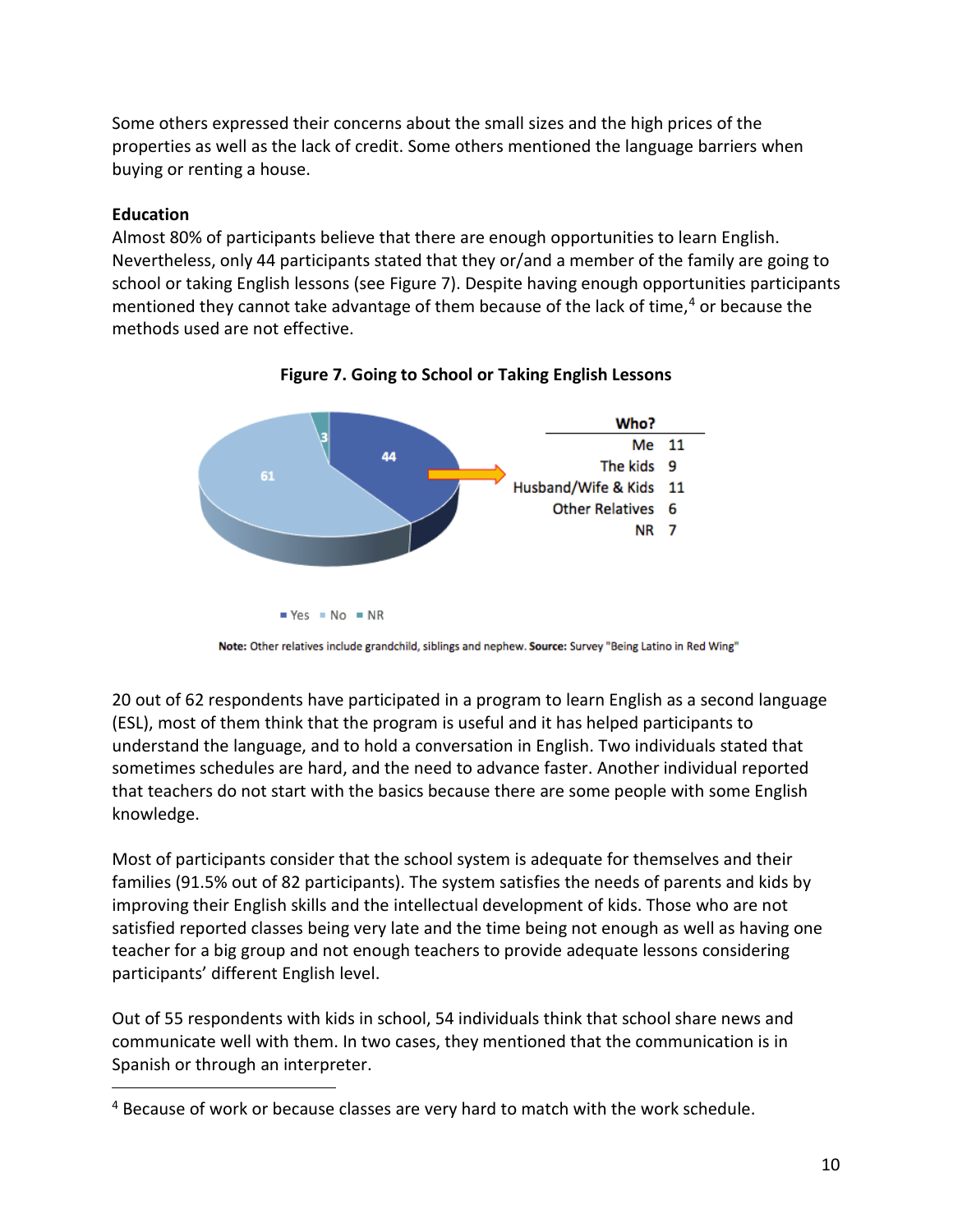Some others expressed their concerns about the small sizes and the high prices of the properties as well as the lack of credit. Some others mentioned the language barriers when buying or renting a house.

**Education**

Almost 80% of participants believe that there are enough opportunities to learn English. Nevertheless, only 44 participants stated that they or/and a member of the family are going to school or taking English lessons (see Figure 7). Despite having enough opportunities participants mentioned they cannot take advantage of them because of the lack of time,[4] or because the methods used are not effective.

**Figure 7. Going to School or Taking English Lessons**

| Who? | |
|---|---|
| Me | 11 |
| The kids | 9 |
| Husband/Wife & Kids | 11 |
| Other Relatives | 6 |
| NR | 7 |

Yes: 44 · No: 61 · NR: 3

**Note:** Other relatives include grandchild, siblings and nephew. **Source:** Survey "Being Latino in Red Wing"

20 out of 62 respondents have participated in a program to learn English as a second language (ESL), most of them think that the program is useful and it has helped participants to understand the language, and to hold a conversation in English. Two individuals stated that sometimes schedules are hard, and the need to advance faster. Another individual reported that teachers do not start with the basics because there are some people with some English knowledge.

Most of participants consider that the school system is adequate for themselves and their families (91.5% out of 82 participants). The system satisfies the needs of parents and kids by improving their English skills and the intellectual development of kids. Those who are not satisfied reported classes being very late and the time being not enough as well as having one teacher for a big group and not enough teachers to provide adequate lessons considering participants' different English level.

Out of 55 respondents with kids in school, 54 individuals think that school share news and communicate well with them. In two cases, they mentioned that the communication is in Spanish or through an interpreter.

[4] Because of work or because classes are very hard to match with the work schedule.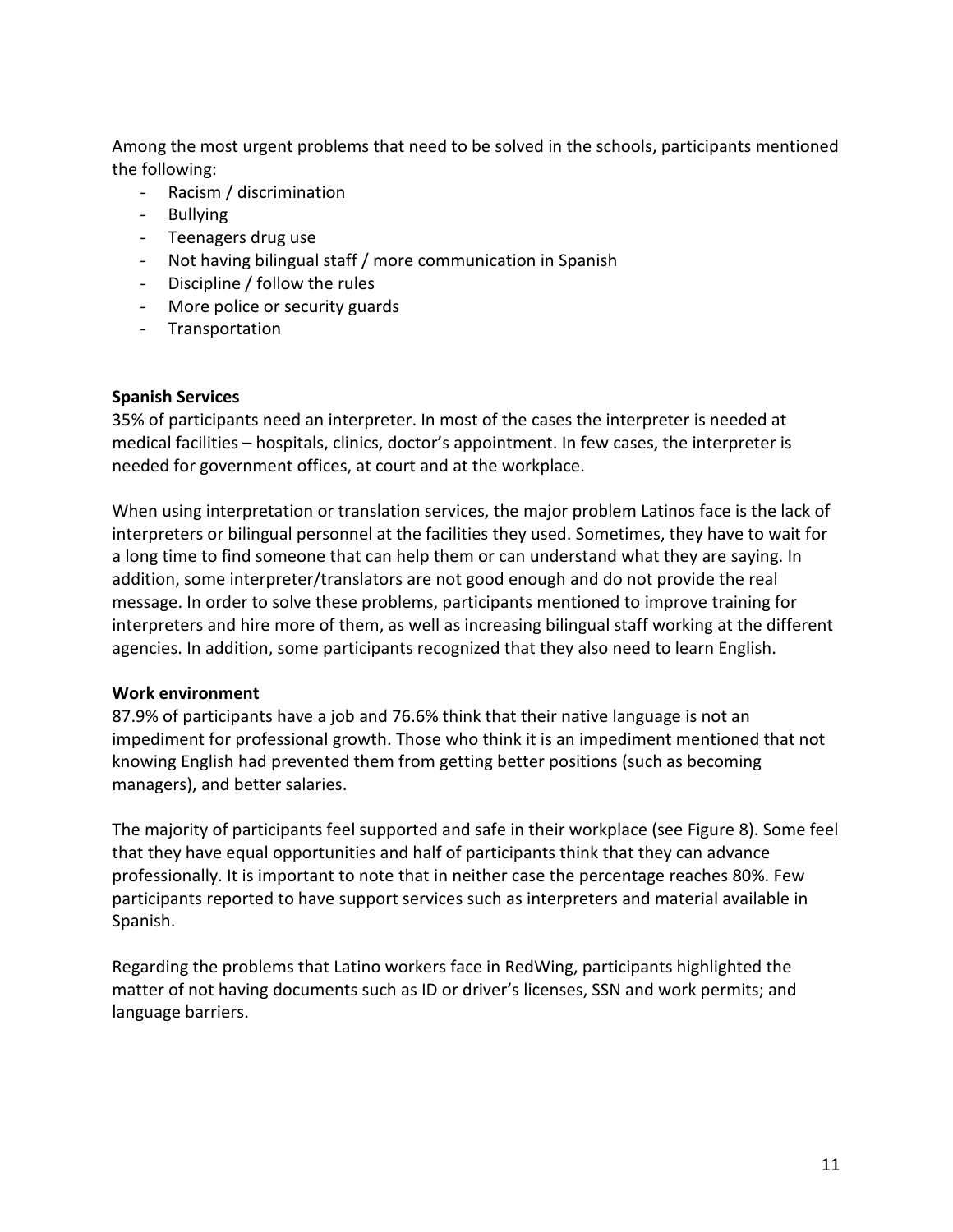Among the most urgent problems that need to be solved in the schools, participants mentioned the following:

- Racism / discrimination
- Bullying
- Teenagers drug use
- Not having bilingual staff / more communication in Spanish
- Discipline / follow the rules
- More police or security guards
- Transportation

**Spanish Services**

35% of participants need an interpreter. In most of the cases the interpreter is needed at medical facilities – hospitals, clinics, doctor's appointment. In few cases, the interpreter is needed for government offices, at court and at the workplace.

When using interpretation or translation services, the major problem Latinos face is the lack of interpreters or bilingual personnel at the facilities they used. Sometimes, they have to wait for a long time to find someone that can help them or can understand what they are saying. In addition, some interpreter/translators are not good enough and do not provide the real message. In order to solve these problems, participants mentioned to improve training for interpreters and hire more of them, as well as increasing bilingual staff working at the different agencies. In addition, some participants recognized that they also need to learn English.

**Work environment**

87.9% of participants have a job and 76.6% think that their native language is not an impediment for professional growth. Those who think it is an impediment mentioned that not knowing English had prevented them from getting better positions (such as becoming managers), and better salaries.

The majority of participants feel supported and safe in their workplace (see Figure 8). Some feel that they have equal opportunities and half of participants think that they can advance professionally. It is important to note that in neither case the percentage reaches 80%. Few participants reported to have support services such as interpreters and material available in Spanish.

Regarding the problems that Latino workers face in RedWing, participants highlighted the matter of not having documents such as ID or driver's licenses, SSN and work permits; and language barriers.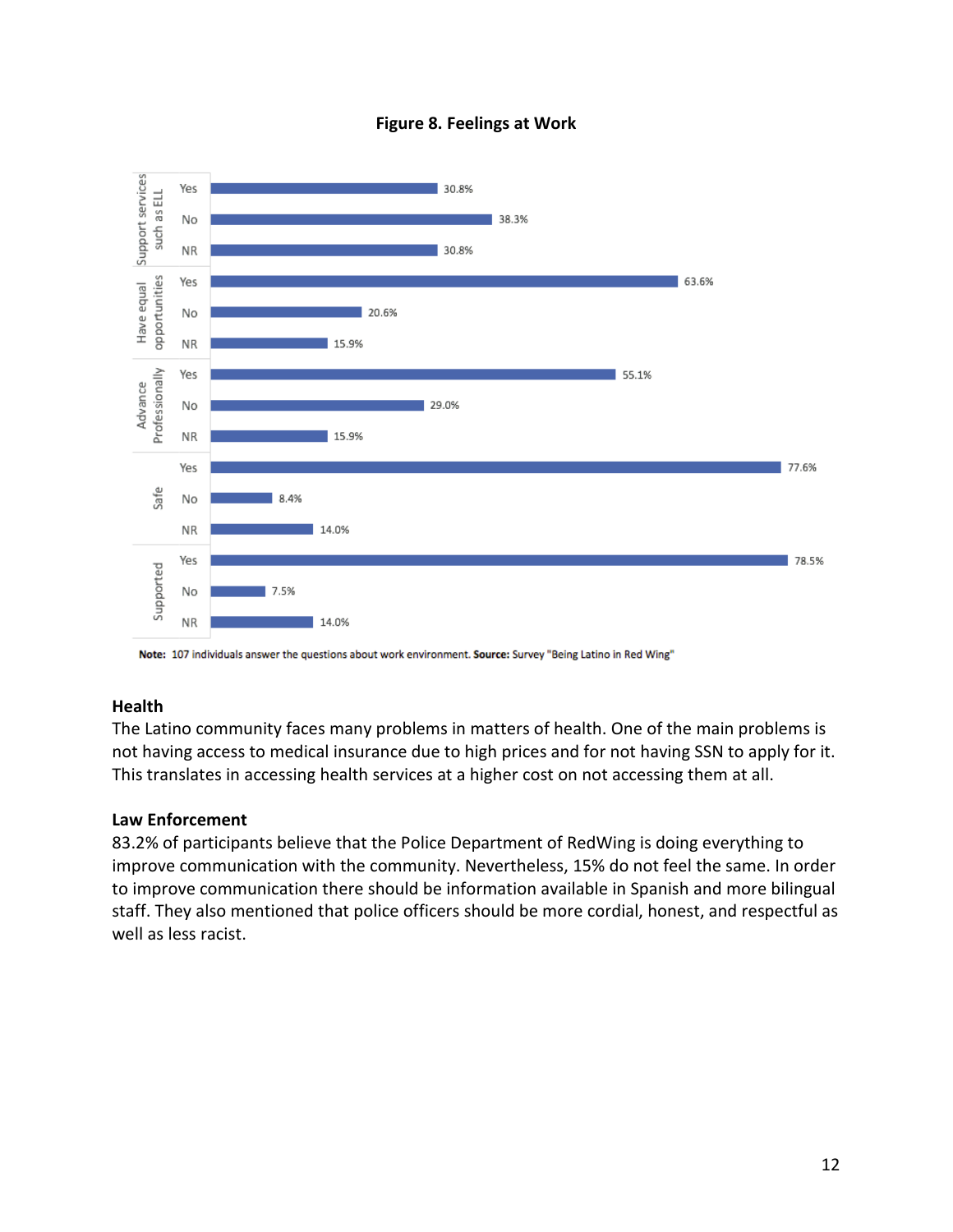**Figure 8. Feelings at Work**

| Category | Response | Percentage |
|---|---|---|
| Support services such as ELL | Yes | 30.8% |
| | No | 38.3% |
| | NR | 30.8% |
| Have equal opportunities | Yes | 63.6% |
| | No | 20.6% |
| | NR | 15.9% |
| Advance Professionally | Yes | 55.1% |
| | No | 29.0% |
| | NR | 15.9% |
| Safe | Yes | 77.6% |
| | No | 8.4% |
| | NR | 14.0% |
| Supported | Yes | 78.5% |
| | No | 7.5% |
| | NR | 14.0% |

**Note:** 107 individuals answer the questions about work environment. **Source:** Survey "Being Latino in Red Wing"

## Health

The Latino community faces many problems in matters of health. One of the main problems is not having access to medical insurance due to high prices and for not having SSN to apply for it. This translates in accessing health services at a higher cost on not accessing them at all.

## Law Enforcement

83.2% of participants believe that the Police Department of RedWing is doing everything to improve communication with the community. Nevertheless, 15% do not feel the same. In order to improve communication there should be information available in Spanish and more bilingual staff. They also mentioned that police officers should be more cordial, honest, and respectful as well as less racist.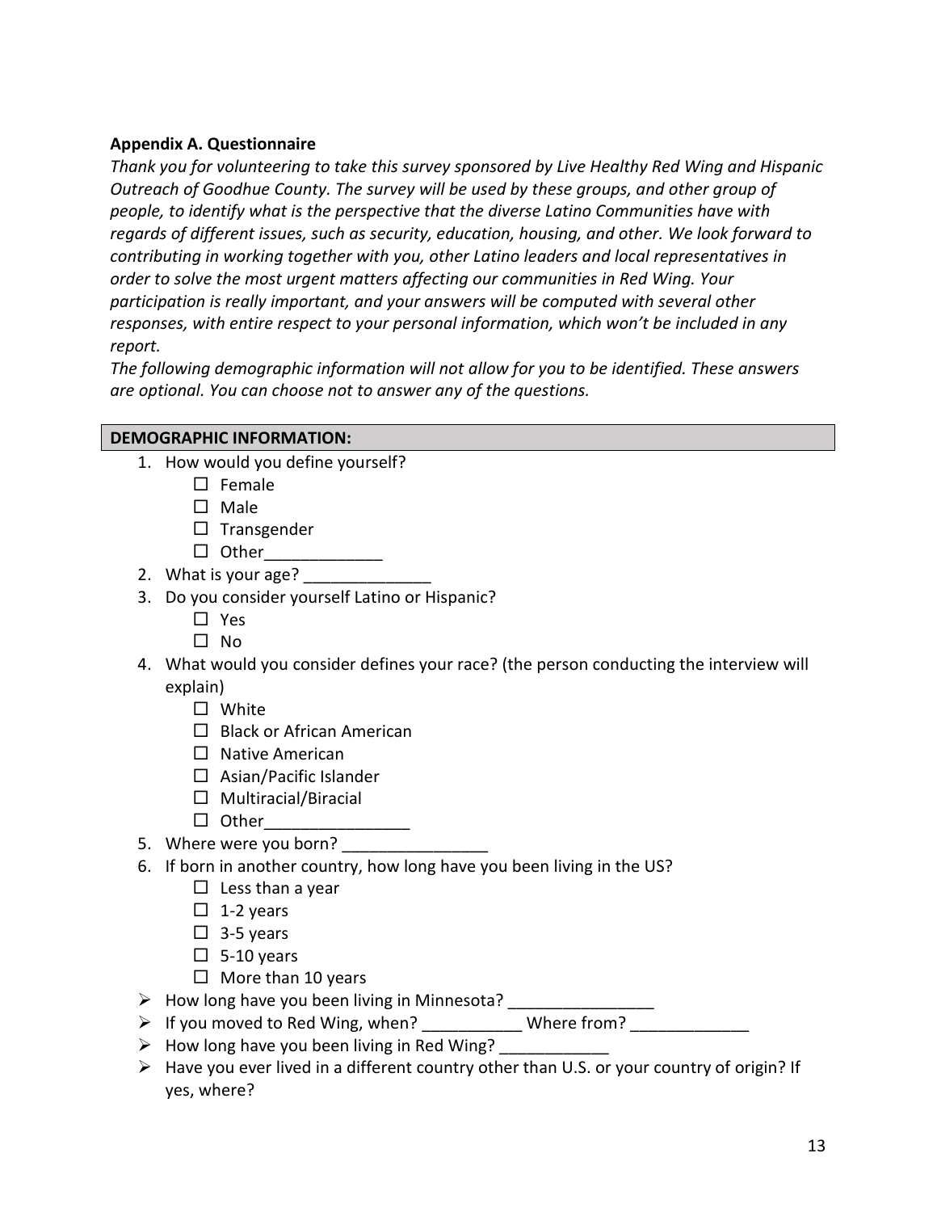**Appendix A. Questionnaire**

*Thank you for volunteering to take this survey sponsored by Live Healthy Red Wing and Hispanic Outreach of Goodhue County. The survey will be used by these groups, and other group of people, to identify what is the perspective that the diverse Latino Communities have with regards of different issues, such as security, education, housing, and other. We look forward to contributing in working together with you, other Latino leaders and local representatives in order to solve the most urgent matters affecting our communities in Red Wing. Your participation is really important, and your answers will be computed with several other responses, with entire respect to your personal information, which won't be included in any report.*

*The following demographic information will not allow for you to be identified. These answers are optional. You can choose not to answer any of the questions.*

**DEMOGRAPHIC INFORMATION:**

1. How would you define yourself?
   - ☐ Female
   - ☐ Male
   - ☐ Transgender
   - ☐ Other_____________
2. What is your age? ______________
3. Do you consider yourself Latino or Hispanic?
   - ☐ Yes
   - ☐ No
4. What would you consider defines your race? (the person conducting the interview will explain)
   - ☐ White
   - ☐ Black or African American
   - ☐ Native American
   - ☐ Asian/Pacific Islander
   - ☐ Multiracial/Biracial
   - ☐ Other________________
5. Where were you born? ________________
6. If born in another country, how long have you been living in the US?
   - ☐ Less than a year
   - ☐ 1-2 years
   - ☐ 3-5 years
   - ☐ 5-10 years
   - ☐ More than 10 years

- ➢ How long have you been living in Minnesota? ________________
- ➢ If you moved to Red Wing, when? ___________ Where from? _____________
- ➢ How long have you been living in Red Wing? ____________
- ➢ Have you ever lived in a different country other than U.S. or your country of origin? If yes, where?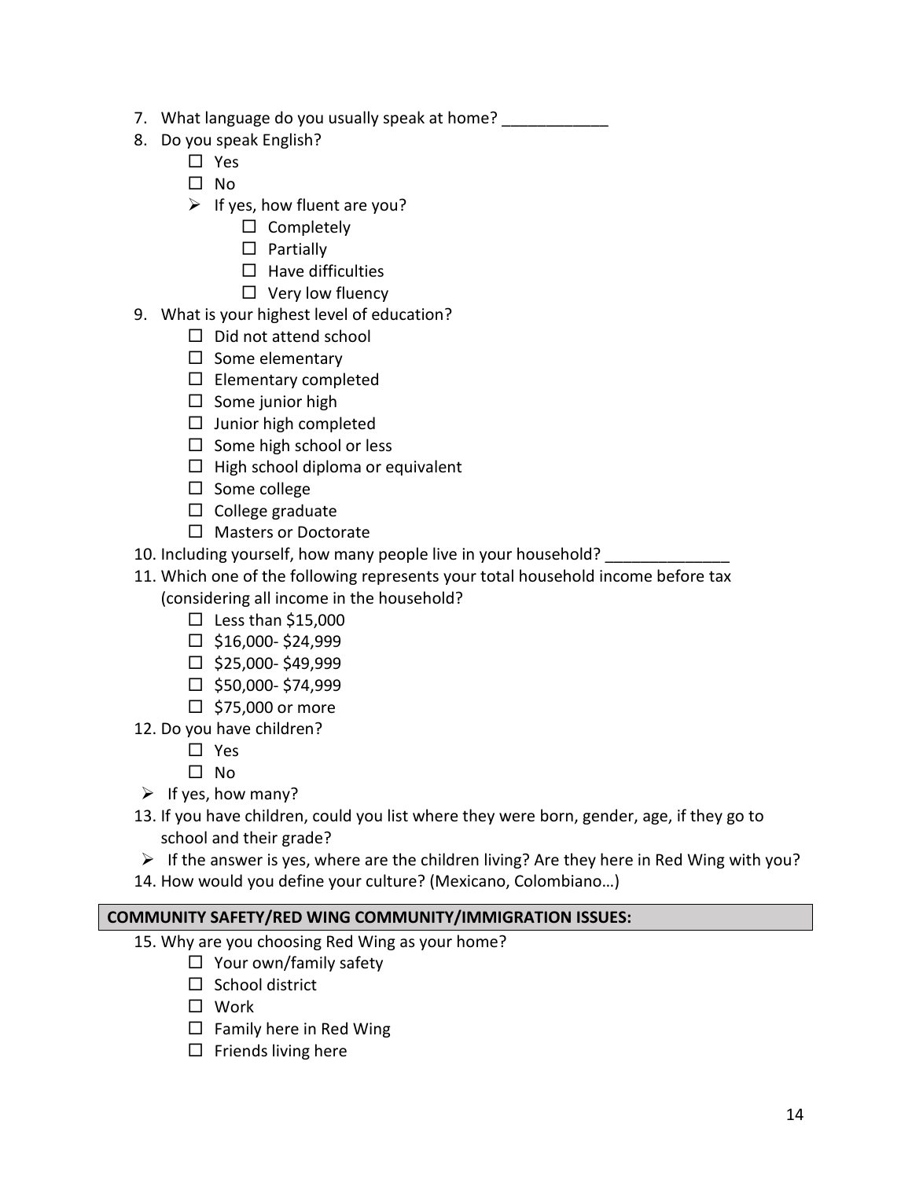7. What language do you usually speak at home? ____________
8. Do you speak English?
    - ☐ Yes
    - ☐ No
    - ➢ If yes, how fluent are you?
        - ☐ Completely
        - ☐ Partially
        - ☐ Have difficulties
        - ☐ Very low fluency
9. What is your highest level of education?
    - ☐ Did not attend school
    - ☐ Some elementary
    - ☐ Elementary completed
    - ☐ Some junior high
    - ☐ Junior high completed
    - ☐ Some high school or less
    - ☐ High school diploma or equivalent
    - ☐ Some college
    - ☐ College graduate
    - ☐ Masters or Doctorate
10. Including yourself, how many people live in your household? ______________
11. Which one of the following represents your total household income before tax (considering all income in the household?
    - ☐ Less than $15,000
    - ☐ $16,000- $24,999
    - ☐ $25,000- $49,999
    - ☐ $50,000- $74,999
    - ☐ $75,000 or more
12. Do you have children?
    - ☐ Yes
    - ☐ No
    - ➢ If yes, how many?
13. If you have children, could you list where they were born, gender, age, if they go to school and their grade?
    - ➢ If the answer is yes, where are the children living? Are they here in Red Wing with you?
14. How would you define your culture? (Mexicano, Colombiano…)

**COMMUNITY SAFETY/RED WING COMMUNITY/IMMIGRATION ISSUES:**

15. Why are you choosing Red Wing as your home?
    - ☐ Your own/family safety
    - ☐ School district
    - ☐ Work
    - ☐ Family here in Red Wing
    - ☐ Friends living here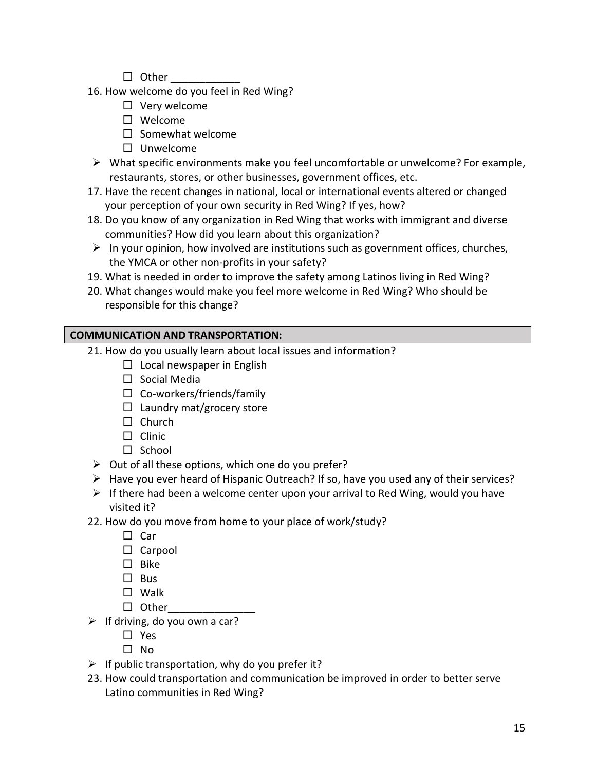- ☐ Other ____________

16. How welcome do you feel in Red Wing?
    - ☐ Very welcome
    - ☐ Welcome
    - ☐ Somewhat welcome
    - ☐ Unwelcome

- ➢ What specific environments make you feel uncomfortable or unwelcome? For example, restaurants, stores, or other businesses, government offices, etc.

17. Have the recent changes in national, local or international events altered or changed your perception of your own security in Red Wing? If yes, how?
18. Do you know of any organization in Red Wing that works with immigrant and diverse communities? How did you learn about this organization?

- ➢ In your opinion, how involved are institutions such as government offices, churches, the YMCA or other non-profits in your safety?

19. What is needed in order to improve the safety among Latinos living in Red Wing?
20. What changes would make you feel more welcome in Red Wing? Who should be responsible for this change?

**COMMUNICATION AND TRANSPORTATION:**

21. How do you usually learn about local issues and information?
    - ☐ Local newspaper in English
    - ☐ Social Media
    - ☐ Co-workers/friends/family
    - ☐ Laundry mat/grocery store
    - ☐ Church
    - ☐ Clinic
    - ☐ School

- ➢ Out of all these options, which one do you prefer?
- ➢ Have you ever heard of Hispanic Outreach? If so, have you used any of their services?
- ➢ If there had been a welcome center upon your arrival to Red Wing, would you have visited it?

22. How do you move from home to your place of work/study?
    - ☐ Car
    - ☐ Carpool
    - ☐ Bike
    - ☐ Bus
    - ☐ Walk
    - ☐ Other_______________

- ➢ If driving, do you own a car?
    - ☐ Yes
    - ☐ No
- ➢ If public transportation, why do you prefer it?

23. How could transportation and communication be improved in order to better serve Latino communities in Red Wing?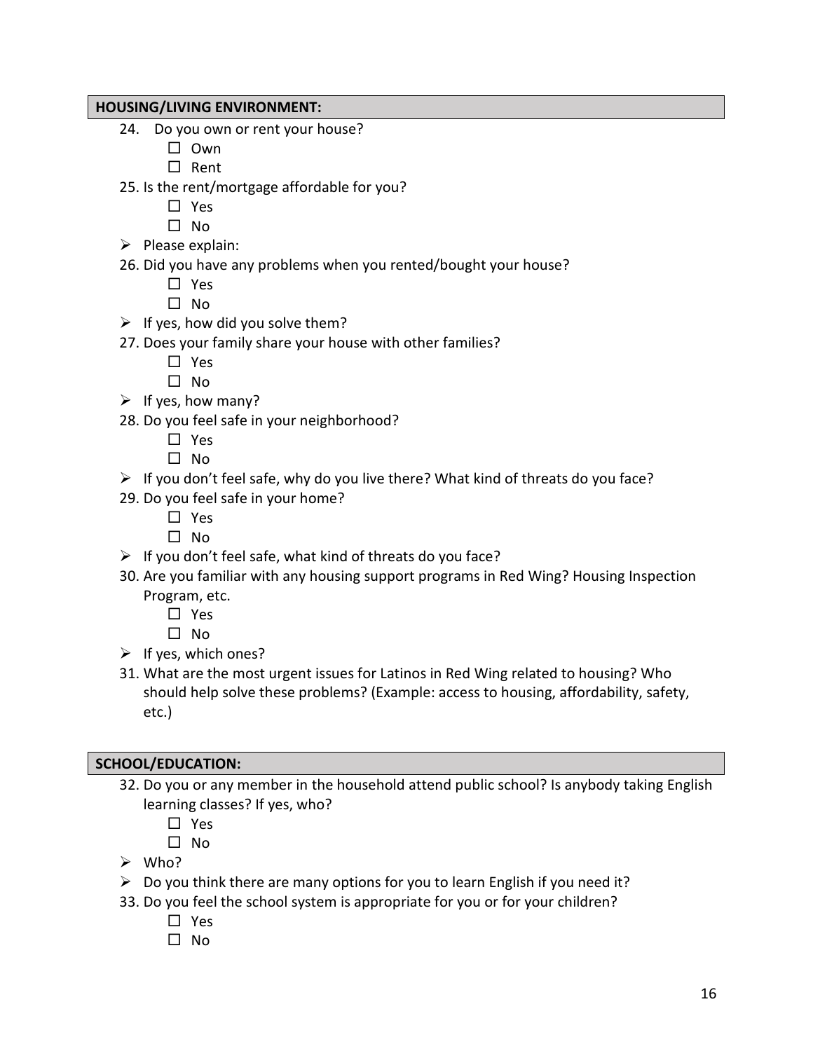## HOUSING/LIVING ENVIRONMENT:

24. Do you own or rent your house?
    - ☐ Own
    - ☐ Rent
25. Is the rent/mortgage affordable for you?
    - ☐ Yes
    - ☐ No
- ➢ Please explain:
26. Did you have any problems when you rented/bought your house?
    - ☐ Yes
    - ☐ No
- ➢ If yes, how did you solve them?
27. Does your family share your house with other families?
    - ☐ Yes
    - ☐ No
- ➢ If yes, how many?
28. Do you feel safe in your neighborhood?
    - ☐ Yes
    - ☐ No
- ➢ If you don't feel safe, why do you live there? What kind of threats do you face?
29. Do you feel safe in your home?
    - ☐ Yes
    - ☐ No
- ➢ If you don't feel safe, what kind of threats do you face?
30. Are you familiar with any housing support programs in Red Wing? Housing Inspection Program, etc.
    - ☐ Yes
    - ☐ No
- ➢ If yes, which ones?
31. What are the most urgent issues for Latinos in Red Wing related to housing? Who should help solve these problems? (Example: access to housing, affordability, safety, etc.)

## SCHOOL/EDUCATION:

32. Do you or any member in the household attend public school? Is anybody taking English learning classes? If yes, who?
    - ☐ Yes
    - ☐ No
- ➢ Who?
- ➢ Do you think there are many options for you to learn English if you need it?
33. Do you feel the school system is appropriate for you or for your children?
    - ☐ Yes
    - ☐ No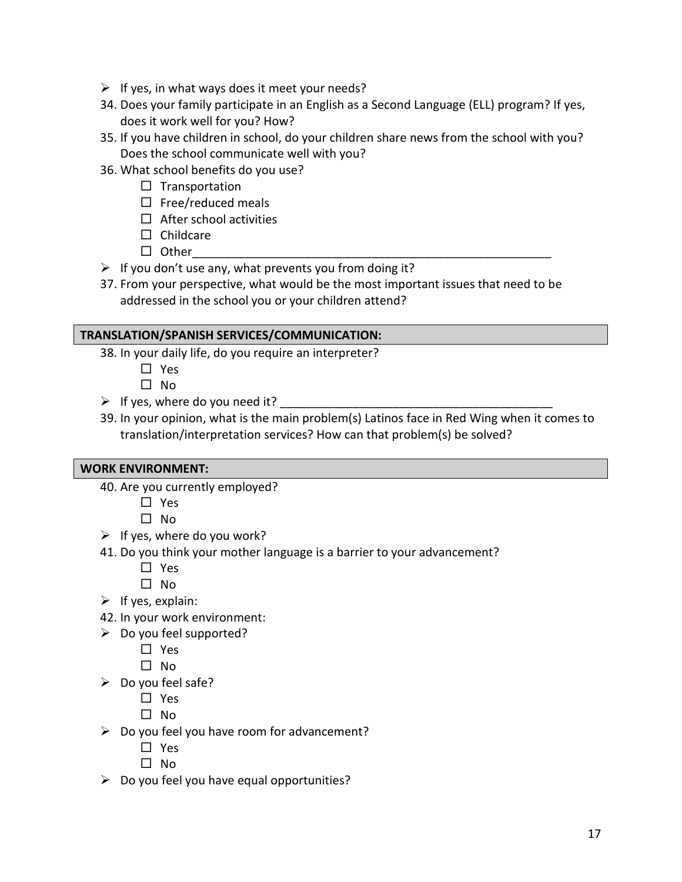- ➢ If yes, in what ways does it meet your needs?

34. Does your family participate in an English as a Second Language (ELL) program? If yes, does it work well for you? How?
35. If you have children in school, do your children share news from the school with you? Does the school communicate well with you?
36. What school benefits do you use?
    - ☐ Transportation
    - ☐ Free/reduced meals
    - ☐ After school activities
    - ☐ Childcare
    - ☐ Other________________________________________________________

- ➢ If you don't use any, what prevents you from doing it?

37. From your perspective, what would be the most important issues that need to be addressed in the school you or your children attend?

## TRANSLATION/SPANISH SERVICES/COMMUNICATION:

38. In your daily life, do you require an interpreter?
    - ☐ Yes
    - ☐ No

- ➢ If yes, where do you need it? __________________________________________

39. In your opinion, what is the main problem(s) Latinos face in Red Wing when it comes to translation/interpretation services? How can that problem(s) be solved?

## WORK ENVIRONMENT:

40. Are you currently employed?
    - ☐ Yes
    - ☐ No

- ➢ If yes, where do you work?

41. Do you think your mother language is a barrier to your advancement?
    - ☐ Yes
    - ☐ No

- ➢ If yes, explain:

42. In your work environment:

- ➢ Do you feel supported?
    - ☐ Yes
    - ☐ No
- ➢ Do you feel safe?
    - ☐ Yes
    - ☐ No
- ➢ Do you feel you have room for advancement?
    - ☐ Yes
    - ☐ No
- ➢ Do you feel you have equal opportunities?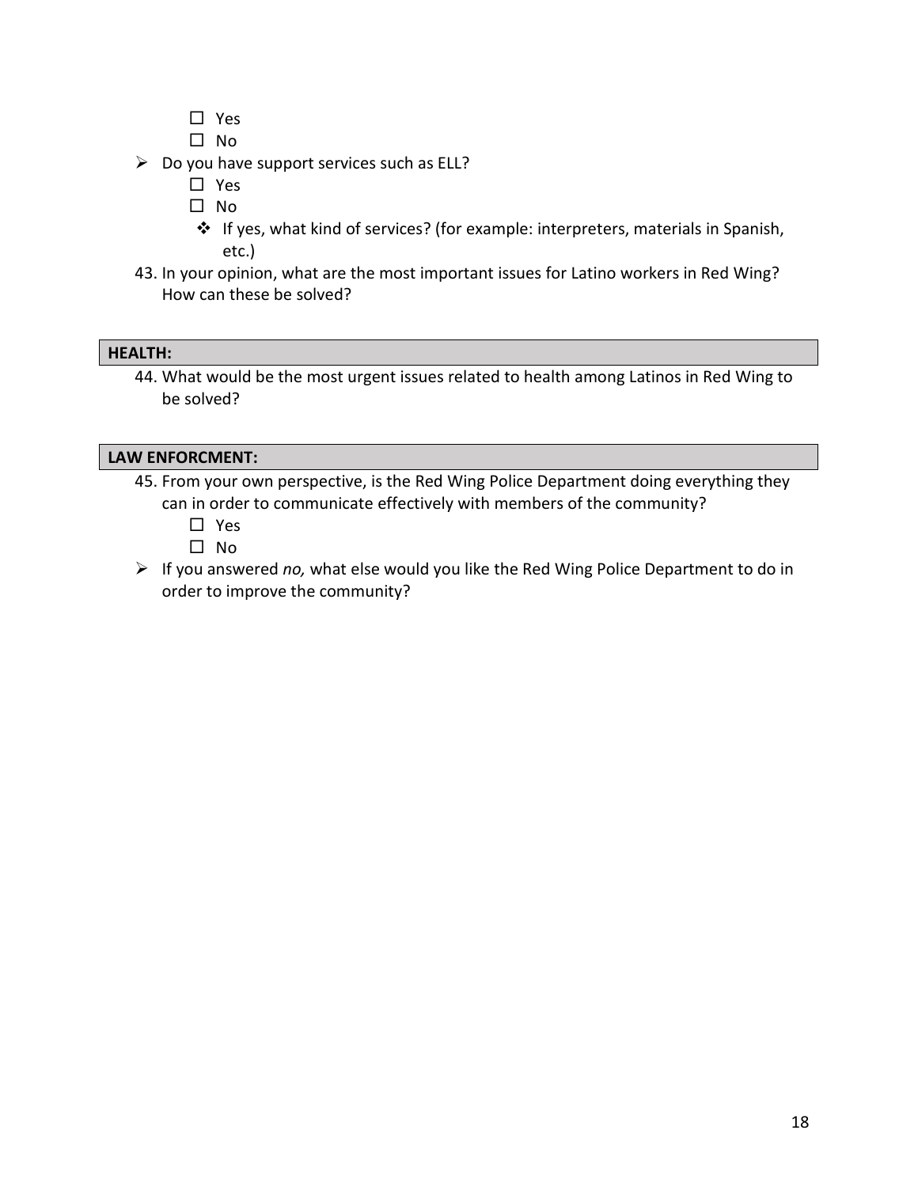- ☐ Yes
- ☐ No

- Do you have support services such as ELL?
  - ☐ Yes
  - ☐ No
  - If yes, what kind of services? (for example: interpreters, materials in Spanish, etc.)

43. In your opinion, what are the most important issues for Latino workers in Red Wing? How can these be solved?

**HEALTH:**

44. What would be the most urgent issues related to health among Latinos in Red Wing to be solved?

**LAW ENFORCMENT:**

45. From your own perspective, is the Red Wing Police Department doing everything they can in order to communicate effectively with members of the community?
    - ☐ Yes
    - ☐ No

- If you answered *no,* what else would you like the Red Wing Police Department to do in order to improve the community?